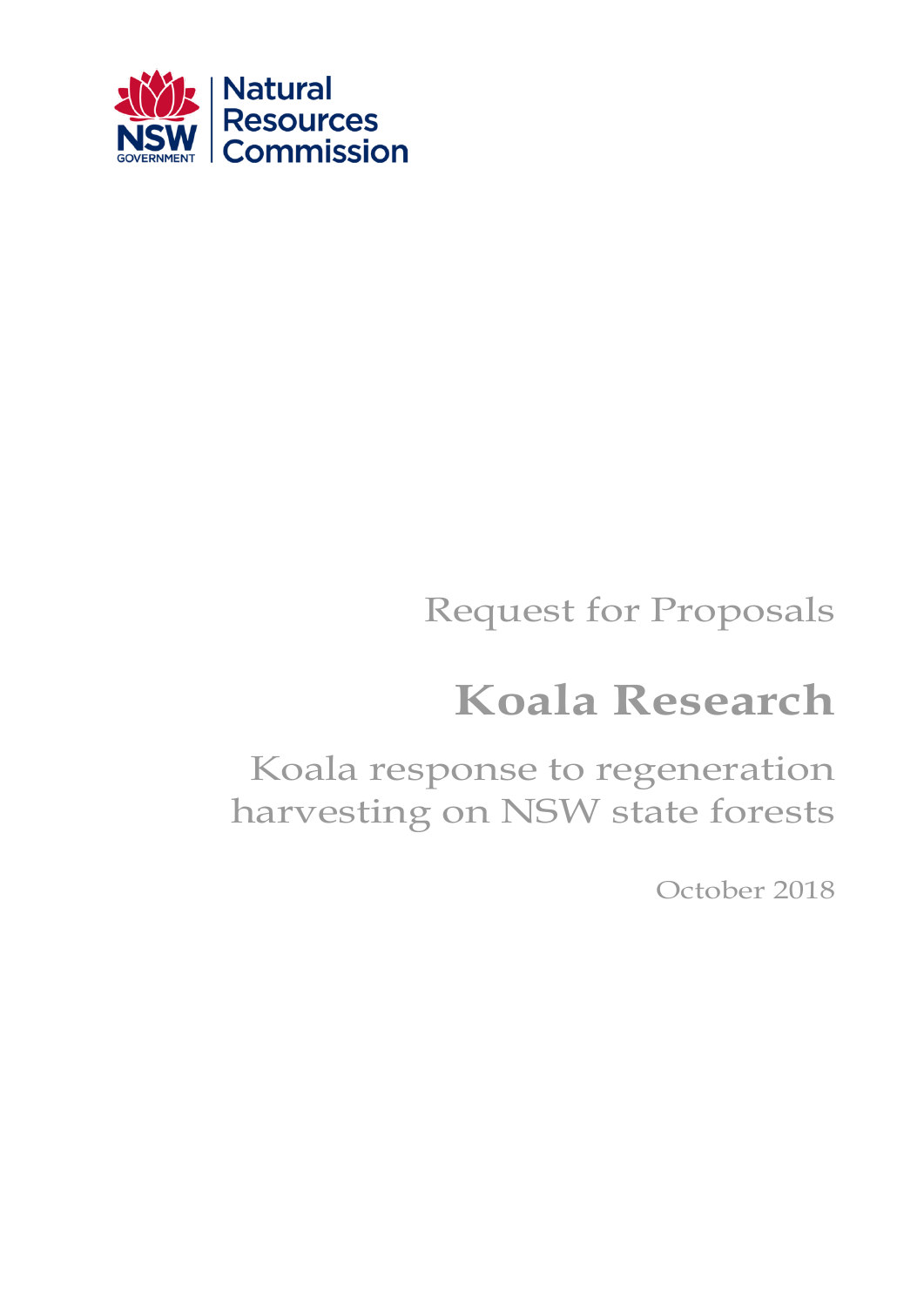NSW GOVERNMENT

Natural Resources Commission

Request for Proposals

# Koala Research

## Koala response to regeneration harvesting on NSW state forests

October 2018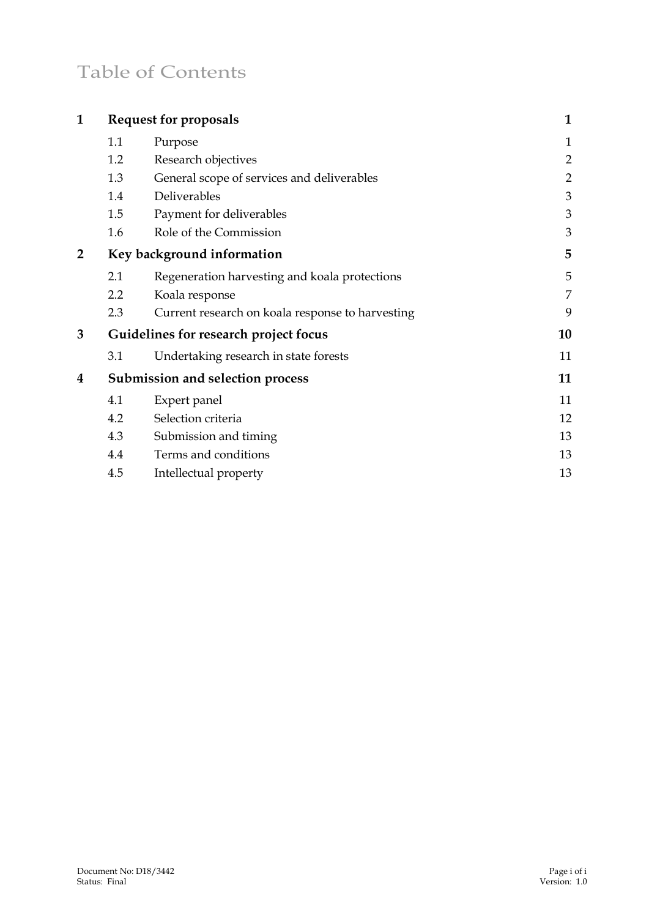# Table of Contents

| | | | |
|---|---|---|---|
| **1** | **Request for proposals** | | **1** |
| | 1.1 | Purpose | 1 |
| | 1.2 | Research objectives | 2 |
| | 1.3 | General scope of services and deliverables | 2 |
| | 1.4 | Deliverables | 3 |
| | 1.5 | Payment for deliverables | 3 |
| | 1.6 | Role of the Commission | 3 |
| **2** | **Key background information** | | **5** |
| | 2.1 | Regeneration harvesting and koala protections | 5 |
| | 2.2 | Koala response | 7 |
| | 2.3 | Current research on koala response to harvesting | 9 |
| **3** | **Guidelines for research project focus** | | **10** |
| | 3.1 | Undertaking research in state forests | 11 |
| **4** | **Submission and selection process** | | **11** |
| | 4.1 | Expert panel | 11 |
| | 4.2 | Selection criteria | 12 |
| | 4.3 | Submission and timing | 13 |
| | 4.4 | Terms and conditions | 13 |
| | 4.5 | Intellectual property | 13 |

Document No: D18/3442
Status: Final
Version: 1.0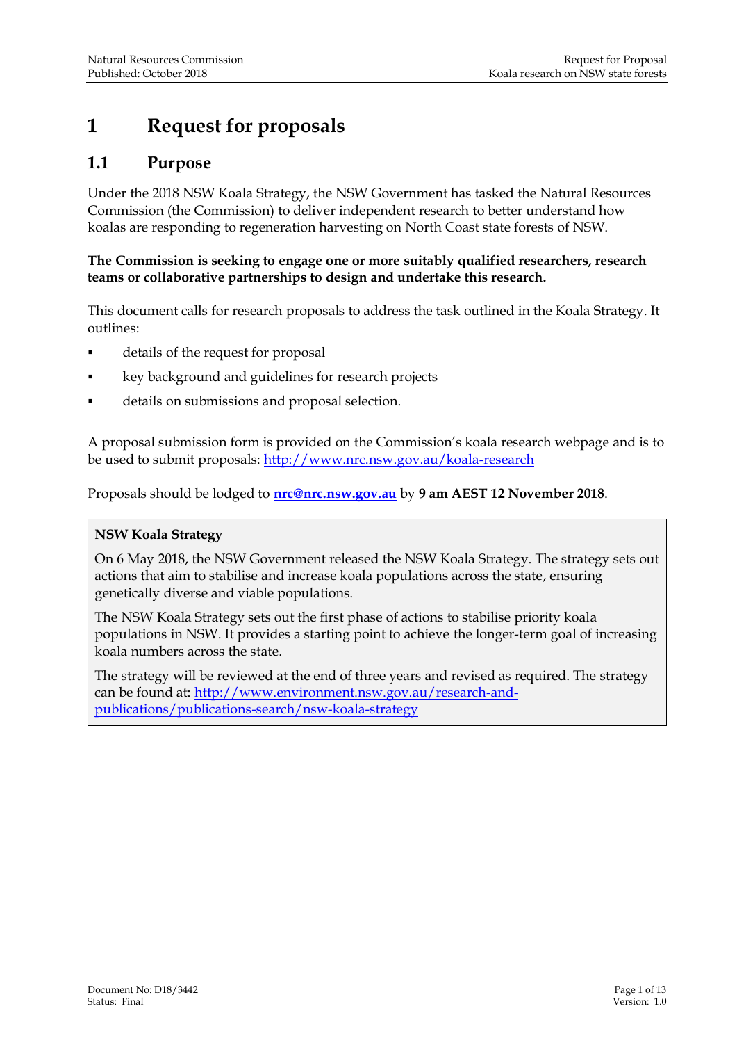# 1 Request for proposals

## 1.1 Purpose

Under the 2018 NSW Koala Strategy, the NSW Government has tasked the Natural Resources Commission (the Commission) to deliver independent research to better understand how koalas are responding to regeneration harvesting on North Coast state forests of NSW.

**The Commission is seeking to engage one or more suitably qualified researchers, research teams or collaborative partnerships to design and undertake this research.**

This document calls for research proposals to address the task outlined in the Koala Strategy. It outlines:

- details of the request for proposal
- key background and guidelines for research projects
- details on submissions and proposal selection.

A proposal submission form is provided on the Commission's koala research webpage and is to be used to submit proposals: http://www.nrc.nsw.gov.au/koala-research

Proposals should be lodged to **nrc@nrc.nsw.gov.au** by **9 am AEST 12 November 2018**.

> **NSW Koala Strategy**
>
> On 6 May 2018, the NSW Government released the NSW Koala Strategy. The strategy sets out actions that aim to stabilise and increase koala populations across the state, ensuring genetically diverse and viable populations.
>
> The NSW Koala Strategy sets out the first phase of actions to stabilise priority koala populations in NSW. It provides a starting point to achieve the longer-term goal of increasing koala numbers across the state.
>
> The strategy will be reviewed at the end of three years and revised as required. The strategy can be found at: http://www.environment.nsw.gov.au/research-and-publications/publications-search/nsw-koala-strategy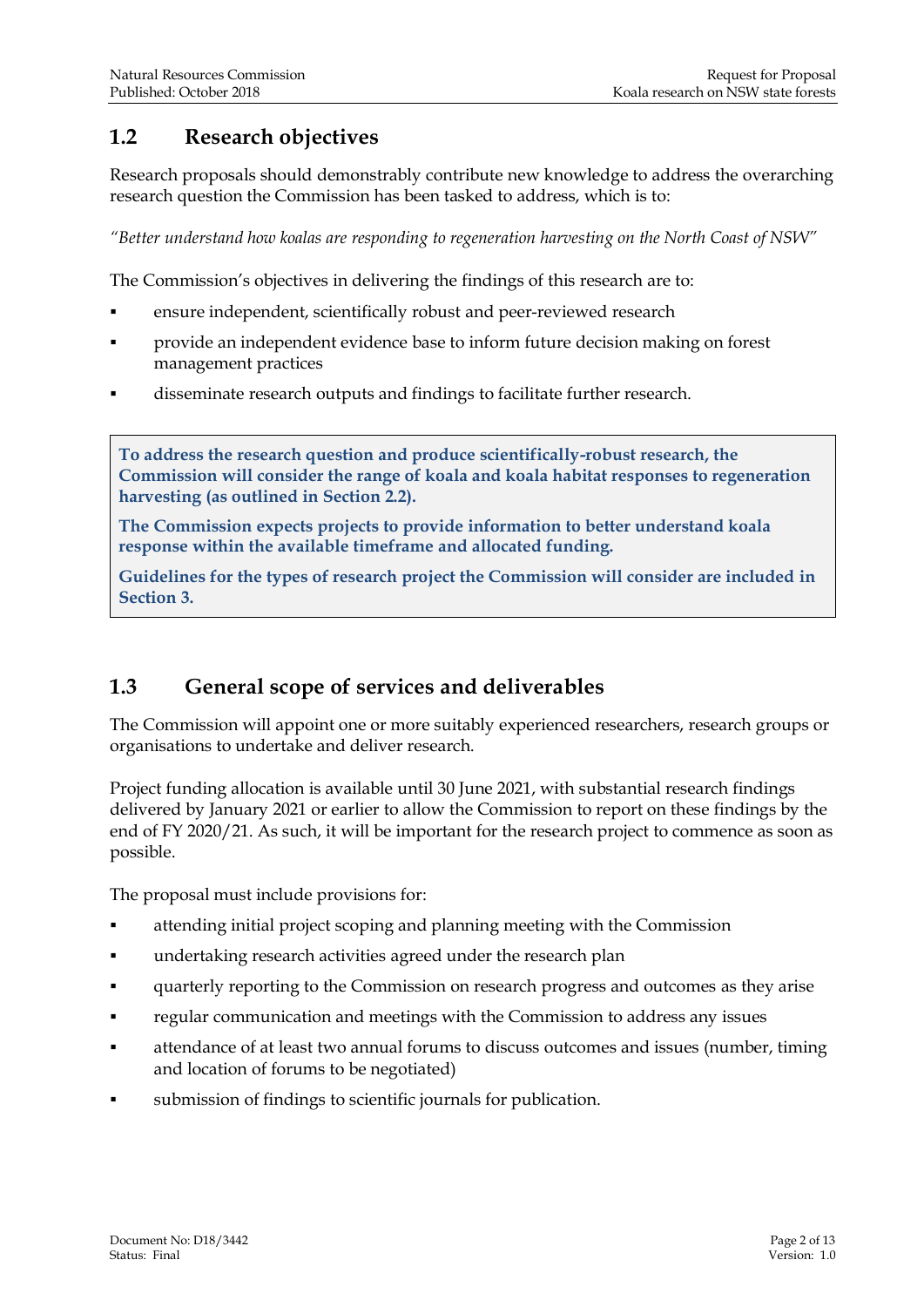## 1.2 Research objectives

Research proposals should demonstrably contribute new knowledge to address the overarching research question the Commission has been tasked to address, which is to:

*"Better understand how koalas are responding to regeneration harvesting on the North Coast of NSW"*

The Commission's objectives in delivering the findings of this research are to:

- ensure independent, scientifically robust and peer-reviewed research
- provide an independent evidence base to inform future decision making on forest management practices
- disseminate research outputs and findings to facilitate further research.

**To address the research question and produce scientifically-robust research, the Commission will consider the range of koala and koala habitat responses to regeneration harvesting (as outlined in Section 2.2).**

**The Commission expects projects to provide information to better understand koala response within the available timeframe and allocated funding.**

**Guidelines for the types of research project the Commission will consider are included in Section 3.**

## 1.3 General scope of services and deliverables

The Commission will appoint one or more suitably experienced researchers, research groups or organisations to undertake and deliver research.

Project funding allocation is available until 30 June 2021, with substantial research findings delivered by January 2021 or earlier to allow the Commission to report on these findings by the end of FY 2020/21. As such, it will be important for the research project to commence as soon as possible.

The proposal must include provisions for:

- attending initial project scoping and planning meeting with the Commission
- undertaking research activities agreed under the research plan
- quarterly reporting to the Commission on research progress and outcomes as they arise
- regular communication and meetings with the Commission to address any issues
- attendance of at least two annual forums to discuss outcomes and issues (number, timing and location of forums to be negotiated)
- submission of findings to scientific journals for publication.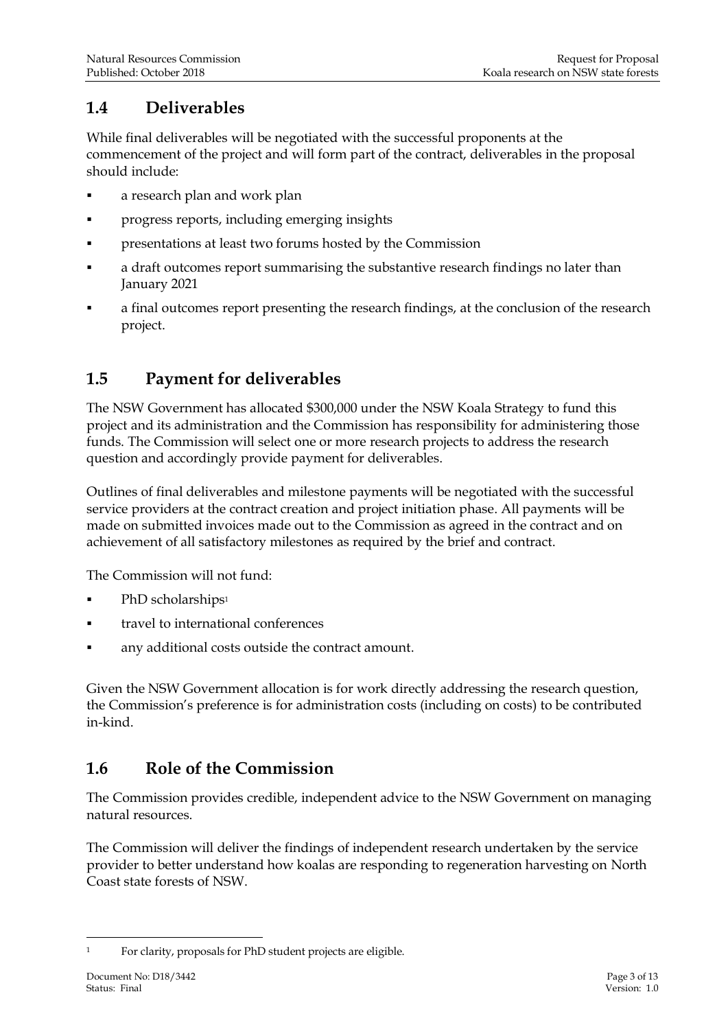## 1.4 Deliverables

While final deliverables will be negotiated with the successful proponents at the commencement of the project and will form part of the contract, deliverables in the proposal should include:

- a research plan and work plan
- progress reports, including emerging insights
- presentations at least two forums hosted by the Commission
- a draft outcomes report summarising the substantive research findings no later than January 2021
- a final outcomes report presenting the research findings, at the conclusion of the research project.

## 1.5 Payment for deliverables

The NSW Government has allocated $300,000 under the NSW Koala Strategy to fund this project and its administration and the Commission has responsibility for administering those funds. The Commission will select one or more research projects to address the research question and accordingly provide payment for deliverables.

Outlines of final deliverables and milestone payments will be negotiated with the successful service providers at the contract creation and project initiation phase. All payments will be made on submitted invoices made out to the Commission as agreed in the contract and on achievement of all satisfactory milestones as required by the brief and contract.

The Commission will not fund:

- PhD scholarships[1]
- travel to international conferences
- any additional costs outside the contract amount.

Given the NSW Government allocation is for work directly addressing the research question, the Commission's preference is for administration costs (including on costs) to be contributed in-kind.

## 1.6 Role of the Commission

The Commission provides credible, independent advice to the NSW Government on managing natural resources.

The Commission will deliver the findings of independent research undertaken by the service provider to better understand how koalas are responding to regeneration harvesting on North Coast state forests of NSW.

[1] For clarity, proposals for PhD student projects are eligible.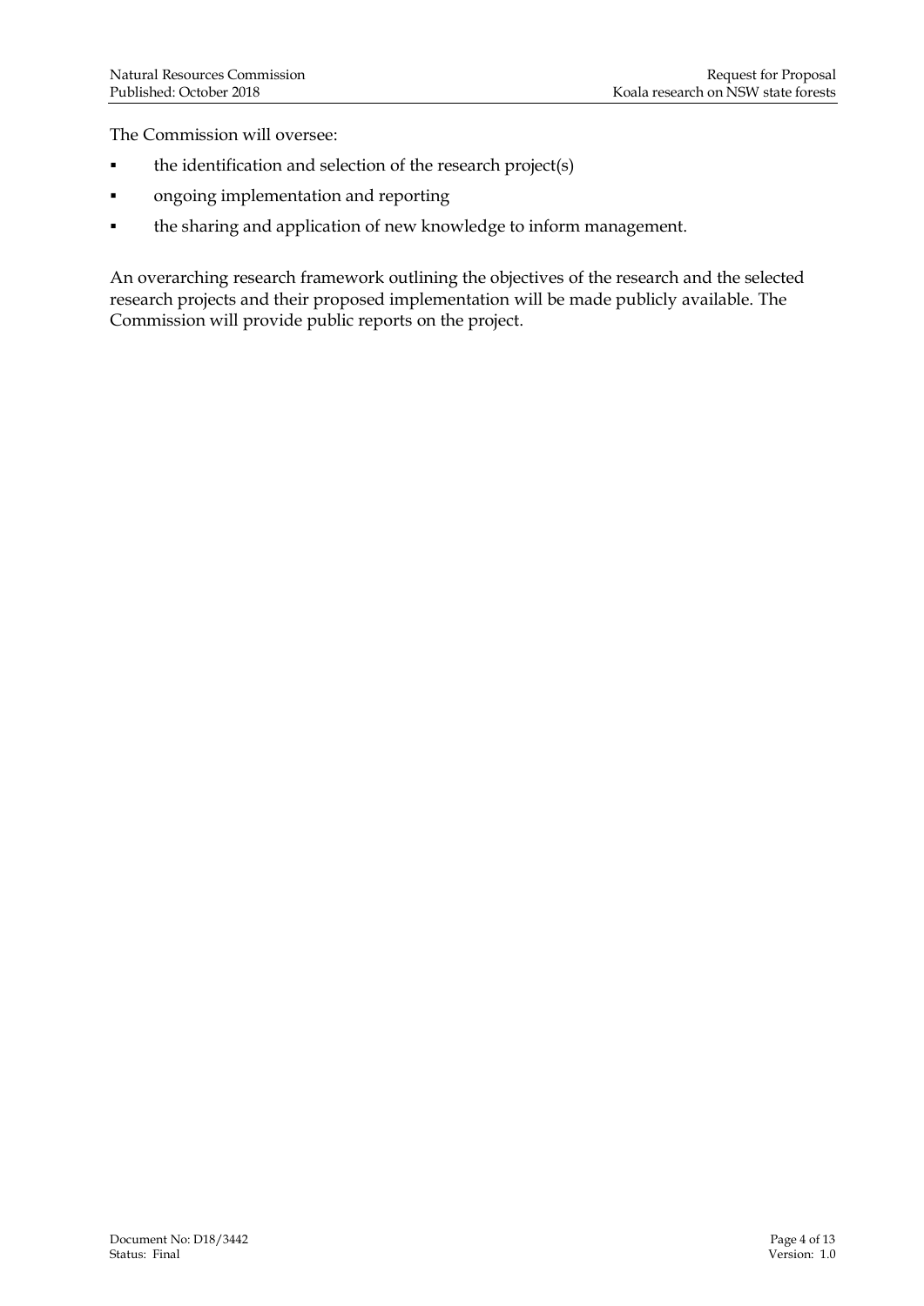The Commission will oversee:

- the identification and selection of the research project(s)
- ongoing implementation and reporting
- the sharing and application of new knowledge to inform management.

An overarching research framework outlining the objectives of the research and the selected research projects and their proposed implementation will be made publicly available. The Commission will provide public reports on the project.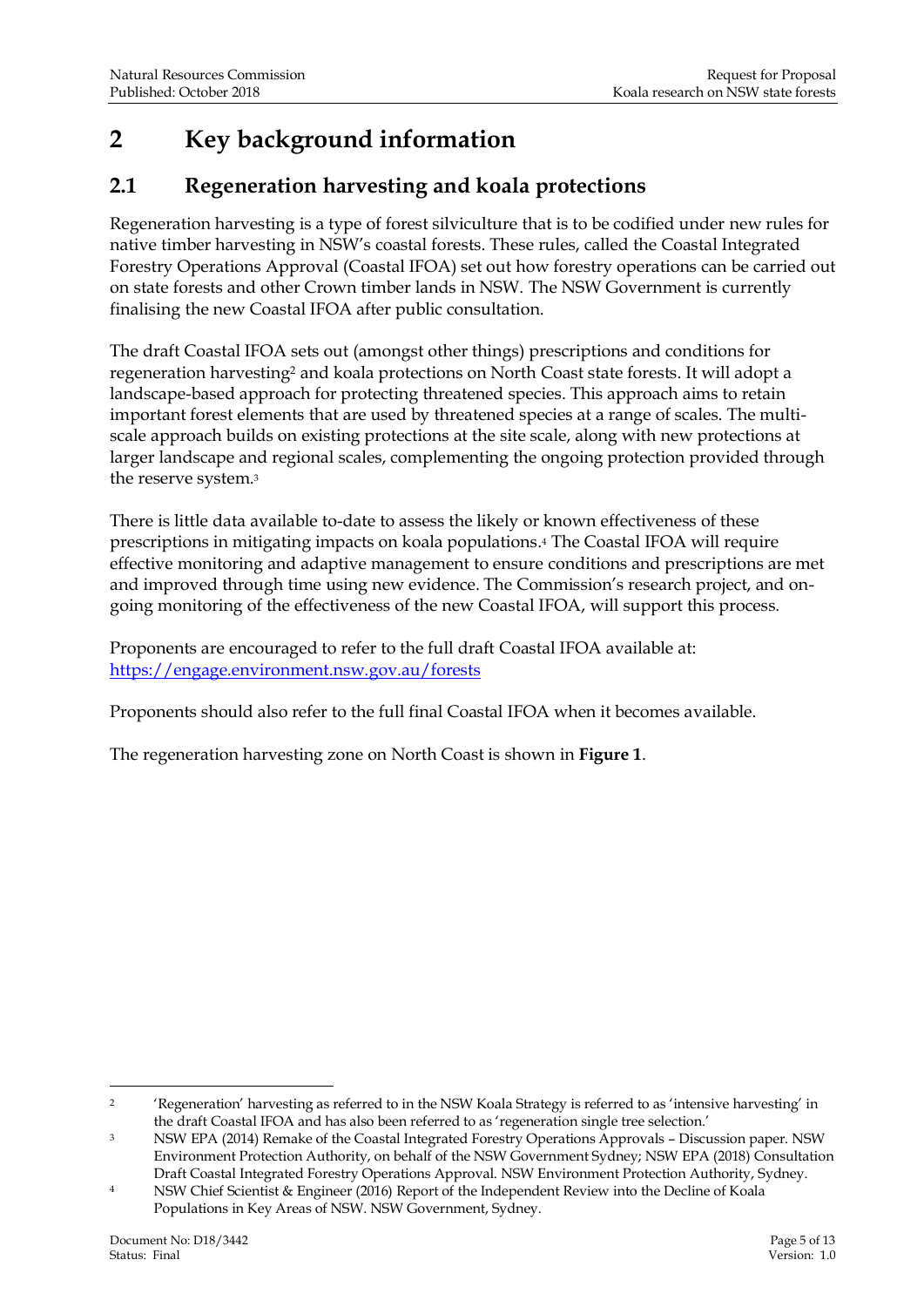# 2 Key background information

## 2.1 Regeneration harvesting and koala protections

Regeneration harvesting is a type of forest silviculture that is to be codified under new rules for native timber harvesting in NSW's coastal forests. These rules, called the Coastal Integrated Forestry Operations Approval (Coastal IFOA) set out how forestry operations can be carried out on state forests and other Crown timber lands in NSW. The NSW Government is currently finalising the new Coastal IFOA after public consultation.

The draft Coastal IFOA sets out (amongst other things) prescriptions and conditions for regeneration harvesting[2] and koala protections on North Coast state forests. It will adopt a landscape-based approach for protecting threatened species. This approach aims to retain important forest elements that are used by threatened species at a range of scales. The multi-scale approach builds on existing protections at the site scale, along with new protections at larger landscape and regional scales, complementing the ongoing protection provided through the reserve system.[3]

There is little data available to-date to assess the likely or known effectiveness of these prescriptions in mitigating impacts on koala populations.[4] The Coastal IFOA will require effective monitoring and adaptive management to ensure conditions and prescriptions are met and improved through time using new evidence. The Commission's research project, and on-going monitoring of the effectiveness of the new Coastal IFOA, will support this process.

Proponents are encouraged to refer to the full draft Coastal IFOA available at: https://engage.environment.nsw.gov.au/forests

Proponents should also refer to the full final Coastal IFOA when it becomes available.

The regeneration harvesting zone on North Coast is shown in **Figure 1**.

---

[2] 'Regeneration' harvesting as referred to in the NSW Koala Strategy is referred to as 'intensive harvesting' in the draft Coastal IFOA and has also been referred to as 'regeneration single tree selection.'

[3] NSW EPA (2014) Remake of the Coastal Integrated Forestry Operations Approvals – Discussion paper. NSW Environment Protection Authority, on behalf of the NSW Government Sydney; NSW EPA (2018) Consultation Draft Coastal Integrated Forestry Operations Approval. NSW Environment Protection Authority, Sydney.

[4] NSW Chief Scientist & Engineer (2016) Report of the Independent Review into the Decline of Koala Populations in Key Areas of NSW. NSW Government, Sydney.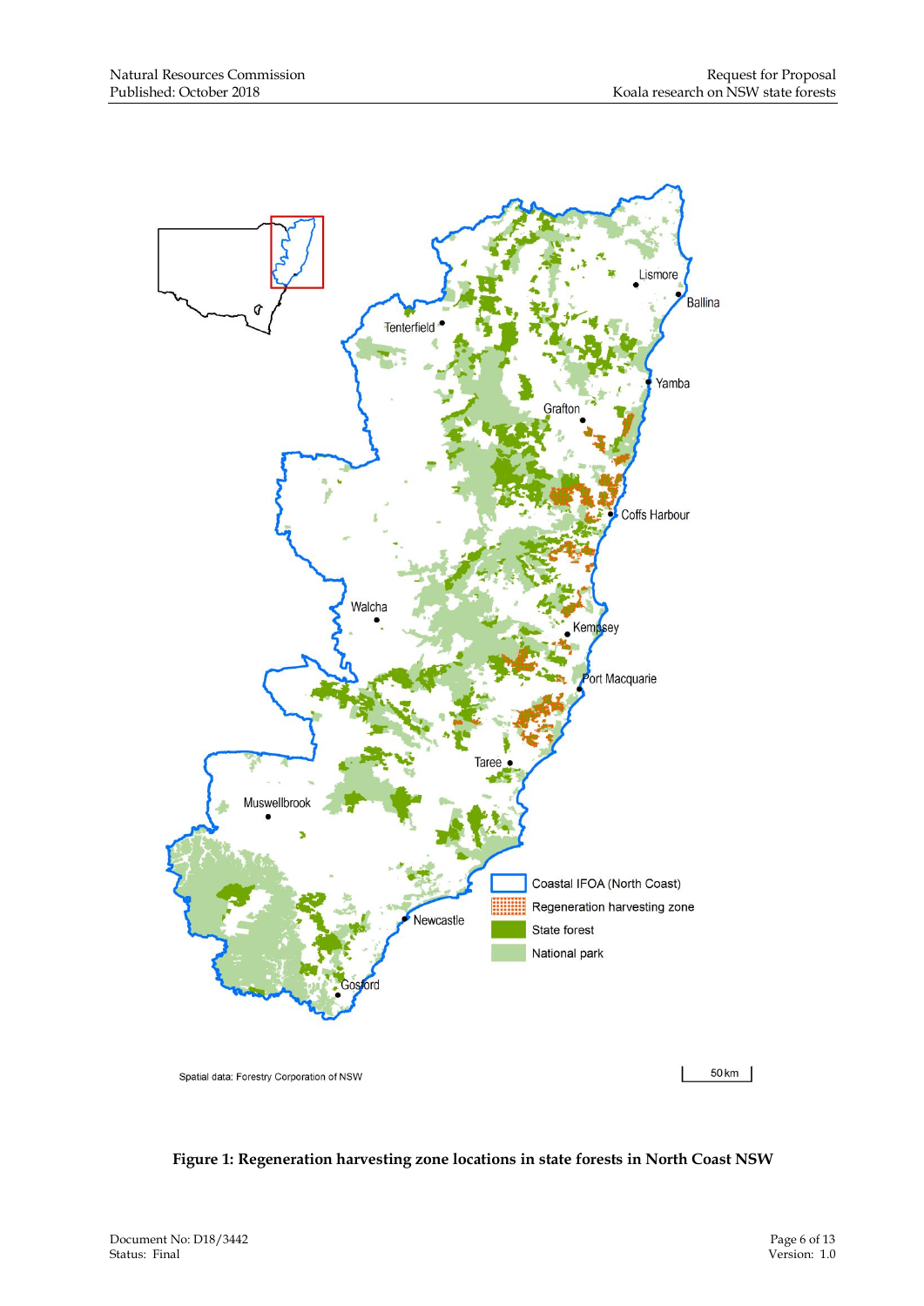**Figure 1: Regeneration harvesting zone locations in state forests in North Coast NSW**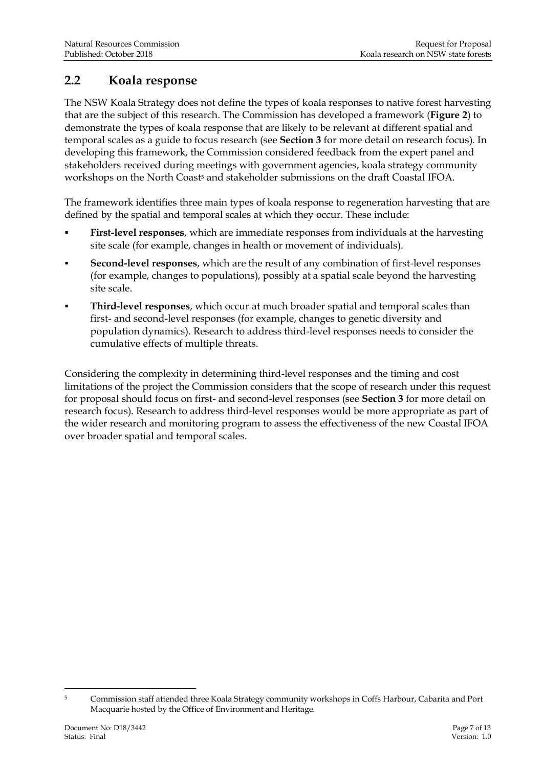## 2.2 Koala response

The NSW Koala Strategy does not define the types of koala responses to native forest harvesting that are the subject of this research. The Commission has developed a framework (**Figure 2**) to demonstrate the types of koala response that are likely to be relevant at different spatial and temporal scales as a guide to focus research (see **Section 3** for more detail on research focus). In developing this framework, the Commission considered feedback from the expert panel and stakeholders received during meetings with government agencies, koala strategy community workshops on the North Coast[5] and stakeholder submissions on the draft Coastal IFOA.

The framework identifies three main types of koala response to regeneration harvesting that are defined by the spatial and temporal scales at which they occur. These include:

- **First-level responses**, which are immediate responses from individuals at the harvesting site scale (for example, changes in health or movement of individuals).
- **Second-level responses**, which are the result of any combination of first-level responses (for example, changes to populations), possibly at a spatial scale beyond the harvesting site scale.
- **Third-level responses**, which occur at much broader spatial and temporal scales than first- and second-level responses (for example, changes to genetic diversity and population dynamics). Research to address third-level responses needs to consider the cumulative effects of multiple threats.

Considering the complexity in determining third-level responses and the timing and cost limitations of the project the Commission considers that the scope of research under this request for proposal should focus on first- and second-level responses (see **Section 3** for more detail on research focus). Research to address third-level responses would be more appropriate as part of the wider research and monitoring program to assess the effectiveness of the new Coastal IFOA over broader spatial and temporal scales.

---

[5] Commission staff attended three Koala Strategy community workshops in Coffs Harbour, Cabarita and Port Macquarie hosted by the Office of Environment and Heritage.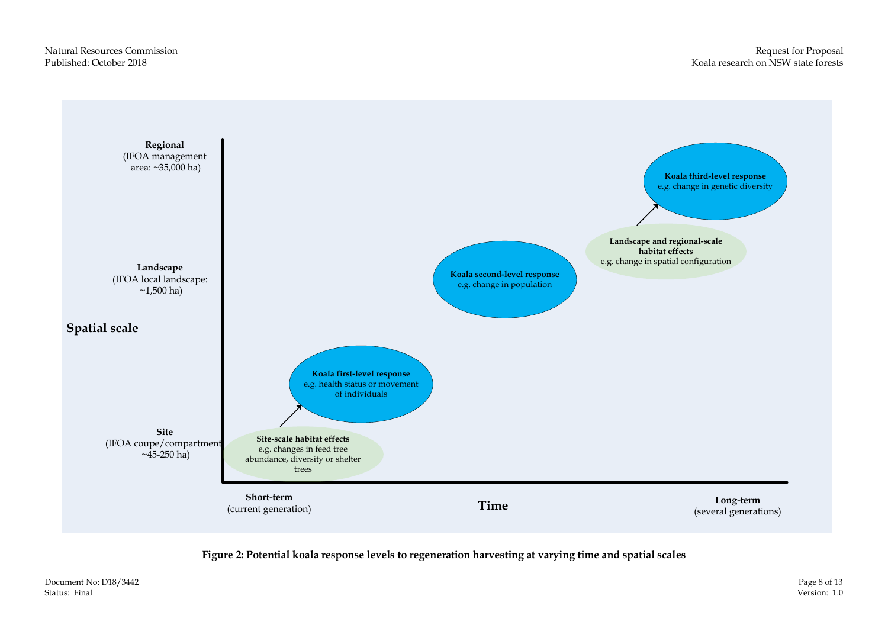**Regional**
(IFOA management area: ~35,000 ha)

**Landscape**
(IFOA local landscape: ~1,500 ha)

**Spatial scale**

**Site**
(IFOA coupe/compartment ~45-250 ha)

**Site-scale habitat effects**
e.g. changes in feed tree abundance, diversity or shelter trees

**Koala first-level response**
e.g. health status or movement of individuals

**Koala second-level response**
e.g. change in population

**Landscape and regional-scale habitat effects**
e.g. change in spatial configuration

**Koala third-level response**
e.g. change in genetic diversity

**Short-term**
(current generation)

**Time**

**Long-term**
(several generations)

**Figure 2: Potential koala response levels to regeneration harvesting at varying time and spatial scales**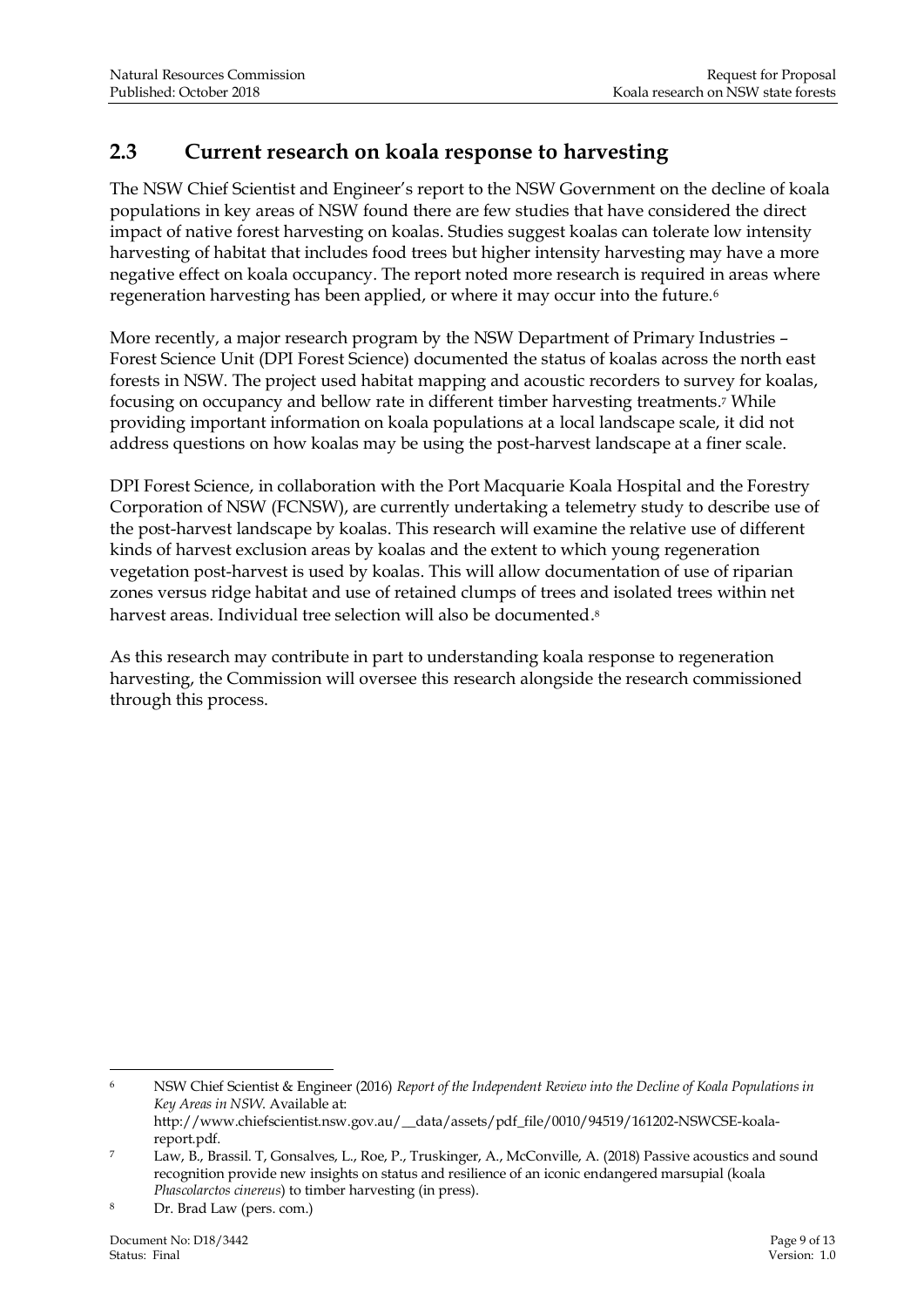## 2.3 Current research on koala response to harvesting

The NSW Chief Scientist and Engineer's report to the NSW Government on the decline of koala populations in key areas of NSW found there are few studies that have considered the direct impact of native forest harvesting on koalas. Studies suggest koalas can tolerate low intensity harvesting of habitat that includes food trees but higher intensity harvesting may have a more negative effect on koala occupancy. The report noted more research is required in areas where regeneration harvesting has been applied, or where it may occur into the future.[6]

More recently, a major research program by the NSW Department of Primary Industries – Forest Science Unit (DPI Forest Science) documented the status of koalas across the north east forests in NSW. The project used habitat mapping and acoustic recorders to survey for koalas, focusing on occupancy and bellow rate in different timber harvesting treatments.[7] While providing important information on koala populations at a local landscape scale, it did not address questions on how koalas may be using the post-harvest landscape at a finer scale.

DPI Forest Science, in collaboration with the Port Macquarie Koala Hospital and the Forestry Corporation of NSW (FCNSW), are currently undertaking a telemetry study to describe use of the post-harvest landscape by koalas. This research will examine the relative use of different kinds of harvest exclusion areas by koalas and the extent to which young regeneration vegetation post-harvest is used by koalas. This will allow documentation of use of riparian zones versus ridge habitat and use of retained clumps of trees and isolated trees within net harvest areas. Individual tree selection will also be documented.[8]

As this research may contribute in part to understanding koala response to regeneration harvesting, the Commission will oversee this research alongside the research commissioned through this process.

---

[6] NSW Chief Scientist & Engineer (2016) *Report of the Independent Review into the Decline of Koala Populations in Key Areas in NSW*. Available at: http://www.chiefscientist.nsw.gov.au/__data/assets/pdf_file/0010/94519/161202-NSWCSE-koala-report.pdf.

[7] Law, B., Brassil. T, Gonsalves, L., Roe, P., Truskinger, A., McConville, A. (2018) Passive acoustics and sound recognition provide new insights on status and resilience of an iconic endangered marsupial (koala *Phascolarctos cinereus*) to timber harvesting (in press).

[8] Dr. Brad Law (pers. com.)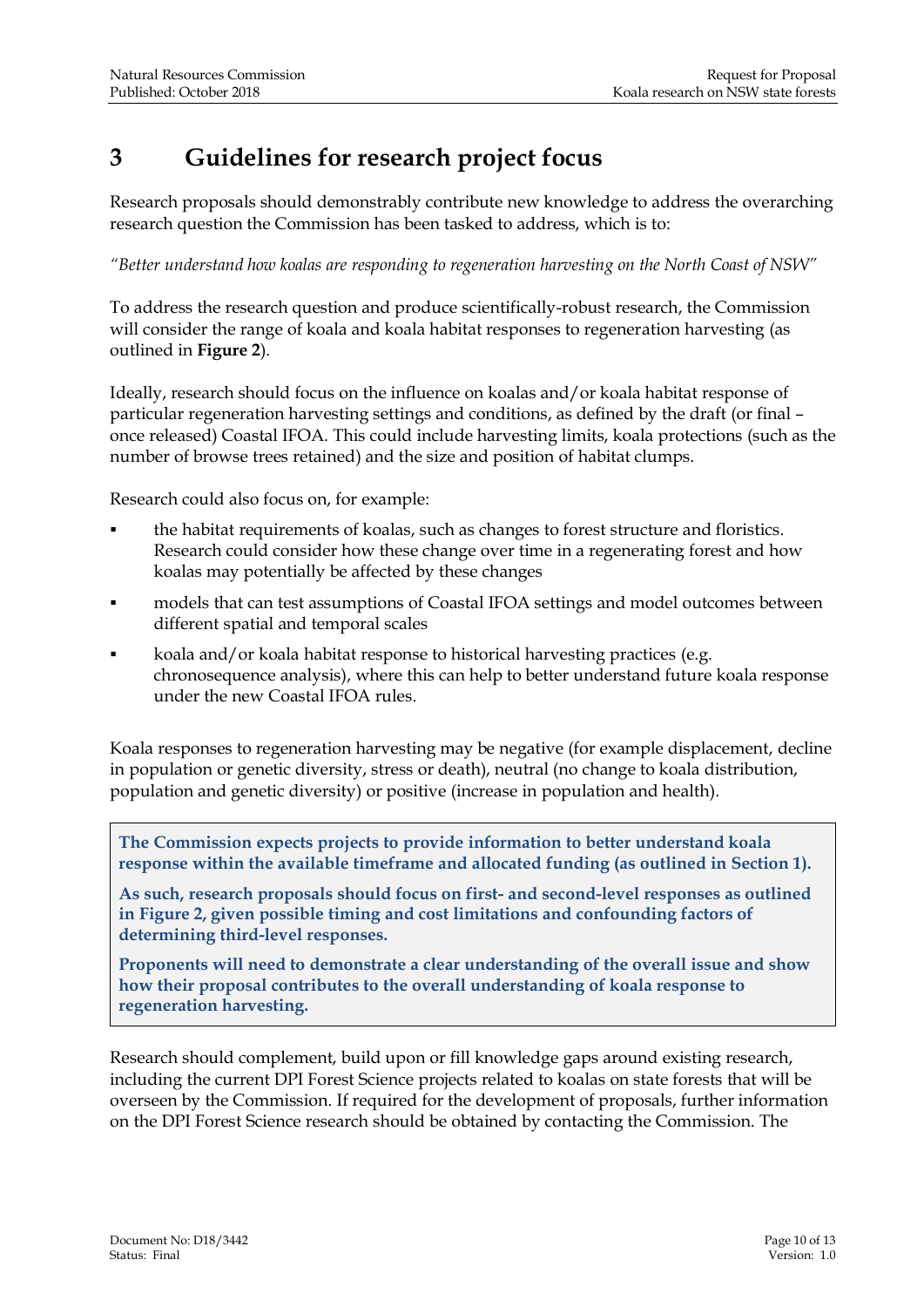# 3 Guidelines for research project focus

Research proposals should demonstrably contribute new knowledge to address the overarching research question the Commission has been tasked to address, which is to:

*"Better understand how koalas are responding to regeneration harvesting on the North Coast of NSW"*

To address the research question and produce scientifically-robust research, the Commission will consider the range of koala and koala habitat responses to regeneration harvesting (as outlined in **Figure 2**).

Ideally, research should focus on the influence on koalas and/or koala habitat response of particular regeneration harvesting settings and conditions, as defined by the draft (or final – once released) Coastal IFOA. This could include harvesting limits, koala protections (such as the number of browse trees retained) and the size and position of habitat clumps.

Research could also focus on, for example:

- the habitat requirements of koalas, such as changes to forest structure and floristics. Research could consider how these change over time in a regenerating forest and how koalas may potentially be affected by these changes
- models that can test assumptions of Coastal IFOA settings and model outcomes between different spatial and temporal scales
- koala and/or koala habitat response to historical harvesting practices (e.g. chronosequence analysis), where this can help to better understand future koala response under the new Coastal IFOA rules.

Koala responses to regeneration harvesting may be negative (for example displacement, decline in population or genetic diversity, stress or death), neutral (no change to koala distribution, population and genetic diversity) or positive (increase in population and health).

**The Commission expects projects to provide information to better understand koala response within the available timeframe and allocated funding (as outlined in Section 1).**

**As such, research proposals should focus on first- and second-level responses as outlined in Figure 2, given possible timing and cost limitations and confounding factors of determining third-level responses.**

**Proponents will need to demonstrate a clear understanding of the overall issue and show how their proposal contributes to the overall understanding of koala response to regeneration harvesting.**

Research should complement, build upon or fill knowledge gaps around existing research, including the current DPI Forest Science projects related to koalas on state forests that will be overseen by the Commission. If required for the development of proposals, further information on the DPI Forest Science research should be obtained by contacting the Commission. The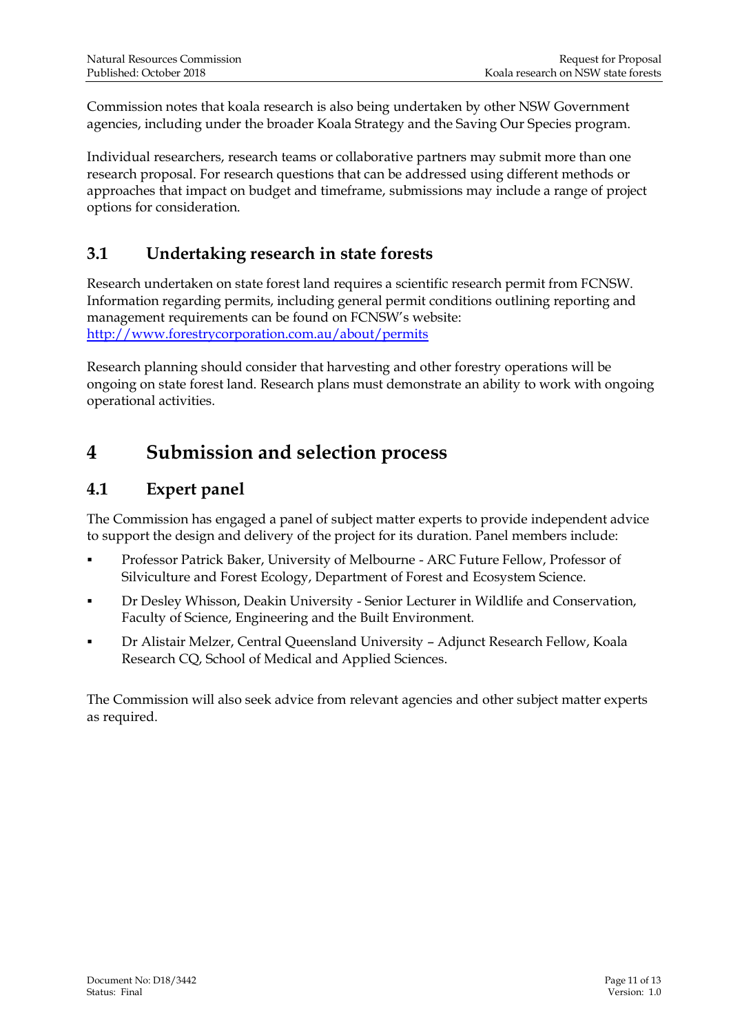Commission notes that koala research is also being undertaken by other NSW Government agencies, including under the broader Koala Strategy and the Saving Our Species program.

Individual researchers, research teams or collaborative partners may submit more than one research proposal. For research questions that can be addressed using different methods or approaches that impact on budget and timeframe, submissions may include a range of project options for consideration.

## 3.1 Undertaking research in state forests

Research undertaken on state forest land requires a scientific research permit from FCNSW. Information regarding permits, including general permit conditions outlining reporting and management requirements can be found on FCNSW's website: [http://www.forestrycorporation.com.au/about/permits](http://www.forestrycorporation.com.au/about/permits)

Research planning should consider that harvesting and other forestry operations will be ongoing on state forest land. Research plans must demonstrate an ability to work with ongoing operational activities.

# 4 Submission and selection process

## 4.1 Expert panel

The Commission has engaged a panel of subject matter experts to provide independent advice to support the design and delivery of the project for its duration. Panel members include:

- Professor Patrick Baker, University of Melbourne - ARC Future Fellow, Professor of Silviculture and Forest Ecology, Department of Forest and Ecosystem Science.
- Dr Desley Whisson, Deakin University - Senior Lecturer in Wildlife and Conservation, Faculty of Science, Engineering and the Built Environment.
- Dr Alistair Melzer, Central Queensland University – Adjunct Research Fellow, Koala Research CQ, School of Medical and Applied Sciences.

The Commission will also seek advice from relevant agencies and other subject matter experts as required.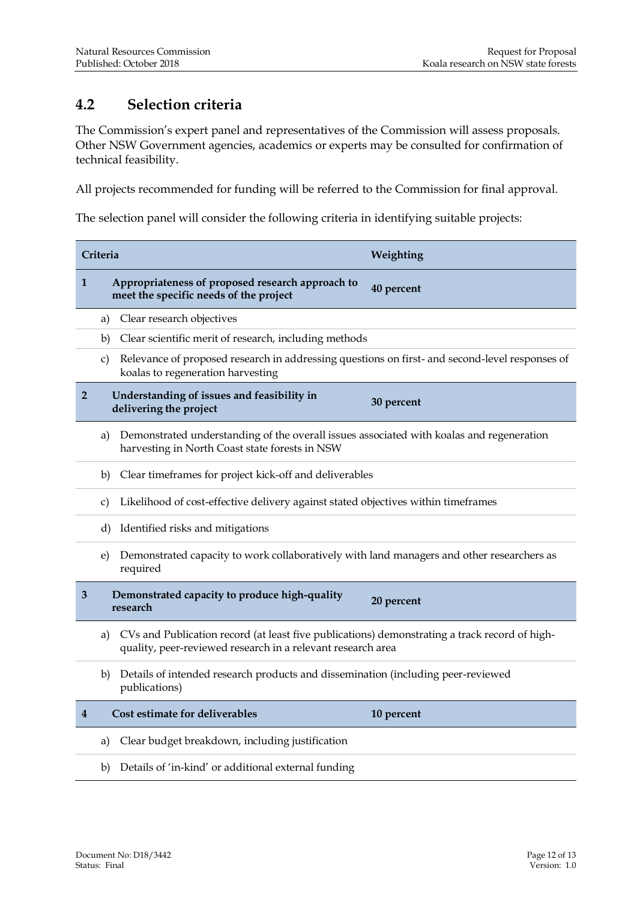## 4.2 Selection criteria

The Commission's expert panel and representatives of the Commission will assess proposals. Other NSW Government agencies, academics or experts may be consulted for confirmation of technical feasibility.

All projects recommended for funding will be referred to the Commission for final approval.

The selection panel will consider the following criteria in identifying suitable projects:

| Criteria | | Weighting |
|---|---|---|
| **1** | **Appropriateness of proposed research approach to meet the specific needs of the project** | **40 percent** |
| a) | Clear research objectives | |
| b) | Clear scientific merit of research, including methods | |
| c) | Relevance of proposed research in addressing questions on first- and second-level responses of koalas to regeneration harvesting | |
| **2** | **Understanding of issues and feasibility in delivering the project** | **30 percent** |
| a) | Demonstrated understanding of the overall issues associated with koalas and regeneration harvesting in North Coast state forests in NSW | |
| b) | Clear timeframes for project kick-off and deliverables | |
| c) | Likelihood of cost-effective delivery against stated objectives within timeframes | |
| d) | Identified risks and mitigations | |
| e) | Demonstrated capacity to work collaboratively with land managers and other researchers as required | |
| **3** | **Demonstrated capacity to produce high-quality research** | **20 percent** |
| a) | CVs and Publication record (at least five publications) demonstrating a track record of high-quality, peer-reviewed research in a relevant research area | |
| b) | Details of intended research products and dissemination (including peer-reviewed publications) | |
| **4** | **Cost estimate for deliverables** | **10 percent** |
| a) | Clear budget breakdown, including justification | |
| b) | Details of 'in-kind' or additional external funding | |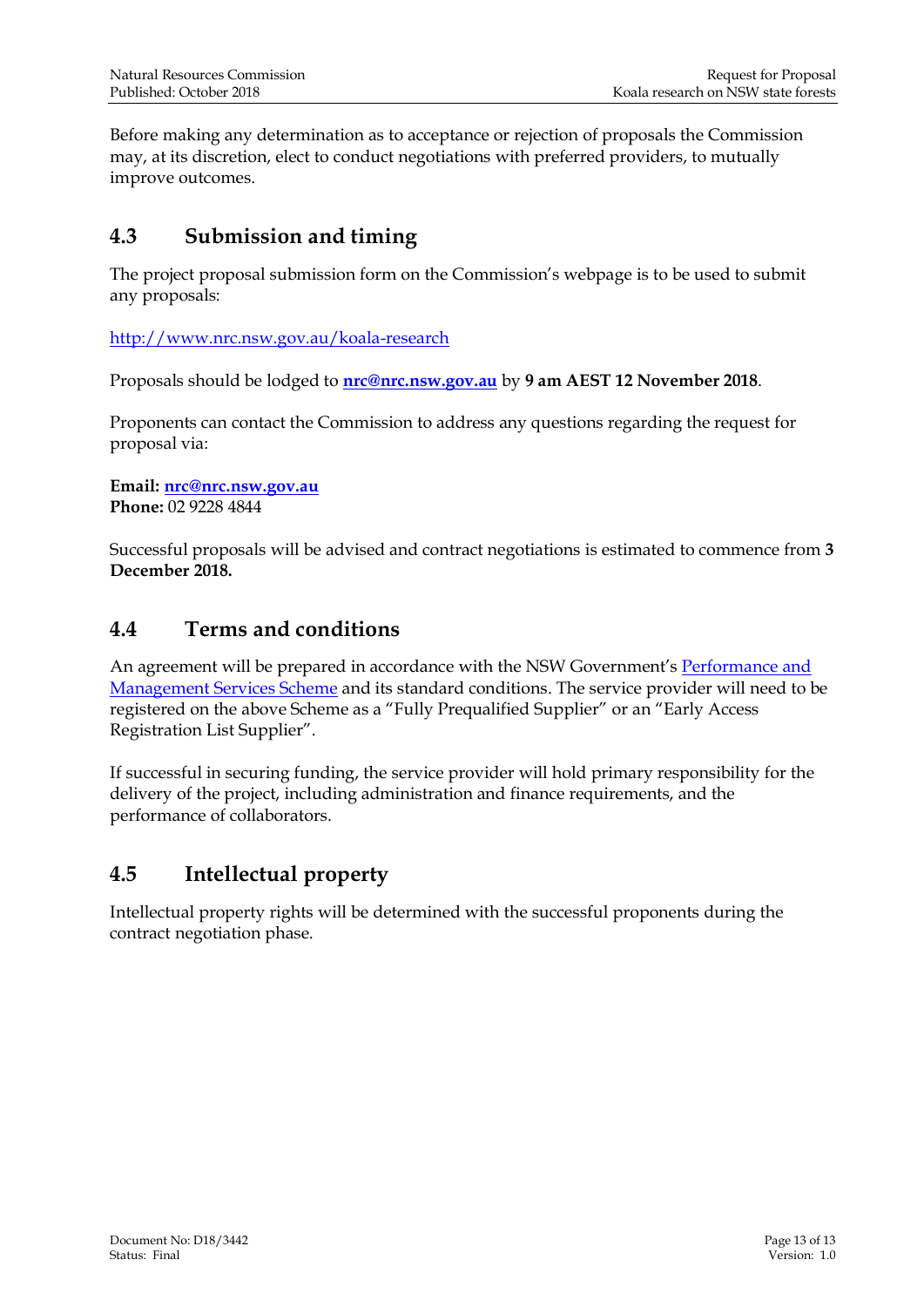Before making any determination as to acceptance or rejection of proposals the Commission may, at its discretion, elect to conduct negotiations with preferred providers, to mutually improve outcomes.

## 4.3 Submission and timing

The project proposal submission form on the Commission's webpage is to be used to submit any proposals:

[http://www.nrc.nsw.gov.au/koala-research](http://www.nrc.nsw.gov.au/koala-research)

Proposals should be lodged to **[nrc@nrc.nsw.gov.au](mailto:nrc@nrc.nsw.gov.au)** by **9 am AEST 12 November 2018**.

Proponents can contact the Commission to address any questions regarding the request for proposal via:

**Email:** **[nrc@nrc.nsw.gov.au](mailto:nrc@nrc.nsw.gov.au)**
**Phone:** 02 9228 4844

Successful proposals will be advised and contract negotiations is estimated to commence from **3 December 2018.**

## 4.4 Terms and conditions

An agreement will be prepared in accordance with the NSW Government's Performance and Management Services Scheme and its standard conditions. The service provider will need to be registered on the above Scheme as a "Fully Prequalified Supplier" or an "Early Access Registration List Supplier".

If successful in securing funding, the service provider will hold primary responsibility for the delivery of the project, including administration and finance requirements, and the performance of collaborators.

## 4.5 Intellectual property

Intellectual property rights will be determined with the successful proponents during the contract negotiation phase.